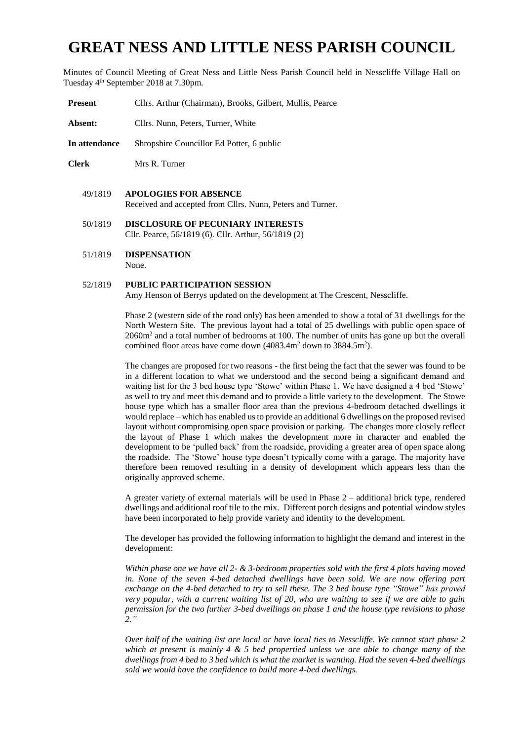# GREAT NESS AND LITTLE NESS PARISH COUNCIL

Minutes of Council Meeting of Great Ness and Little Ness Parish Council held in Nesscliffe Village Hall on Tuesday 4th September 2018 at 7.30pm.

| | |
|---|---|
| **Present** | Cllrs. Arthur (Chairman), Brooks, Gilbert, Mullis, Pearce |
| **Absent:** | Cllrs. Nunn, Peters, Turner, White |
| **In attendance** | Shropshire Councillor Ed Potter, 6 public |
| **Clerk** | Mrs R. Turner |

49/1819 **APOLOGIES FOR ABSENCE**
Received and accepted from Cllrs. Nunn, Peters and Turner.

50/1819 **DISCLOSURE OF PECUNIARY INTERESTS**
Cllr. Pearce, 56/1819 (6). Cllr. Arthur, 56/1819 (2)

51/1819 **DISPENSATION**
None.

52/1819 **PUBLIC PARTICIPATION SESSION**
Amy Henson of Berrys updated on the development at The Crescent, Nesscliffe.

Phase 2 (western side of the road only) has been amended to show a total of 31 dwellings for the North Western Site. The previous layout had a total of 25 dwellings with public open space of 2060m$^2$ and a total number of bedrooms at 100. The number of units has gone up but the overall combined floor areas have come down (4083.4m$^2$ down to 3884.5m$^2$).

The changes are proposed for two reasons - the first being the fact that the sewer was found to be in a different location to what we understood and the second being a significant demand and waiting list for the 3 bed house type 'Stowe' within Phase 1. We have designed a 4 bed 'Stowe' as well to try and meet this demand and to provide a little variety to the development. The Stowe house type which has a smaller floor area than the previous 4-bedroom detached dwellings it would replace – which has enabled us to provide an additional 6 dwellings on the proposed revised layout without compromising open space provision or parking. The changes more closely reflect the layout of Phase 1 which makes the development more in character and enabled the development to be 'pulled back' from the roadside, providing a greater area of open space along the roadside. The 'Stowe' house type doesn't typically come with a garage. The majority have therefore been removed resulting in a density of development which appears less than the originally approved scheme.

A greater variety of external materials will be used in Phase 2 – additional brick type, rendered dwellings and additional roof tile to the mix. Different porch designs and potential window styles have been incorporated to help provide variety and identity to the development.

The developer has provided the following information to highlight the demand and interest in the development:

*Within phase one we have all 2- & 3-bedroom properties sold with the first 4 plots having moved in. None of the seven 4-bed detached dwellings have been sold. We are now offering part exchange on the 4-bed detached to try to sell these. The 3 bed house type "Stowe" has proved very popular, with a current waiting list of 20, who are waiting to see if we are able to gain permission for the two further 3-bed dwellings on phase 1 and the house type revisions to phase 2."*

*Over half of the waiting list are local or have local ties to Nesscliffe. We cannot start phase 2 which at present is mainly 4 & 5 bed propertied unless we are able to change many of the dwellings from 4 bed to 3 bed which is what the market is wanting. Had the seven 4-bed dwellings sold we would have the confidence to build more 4-bed dwellings.*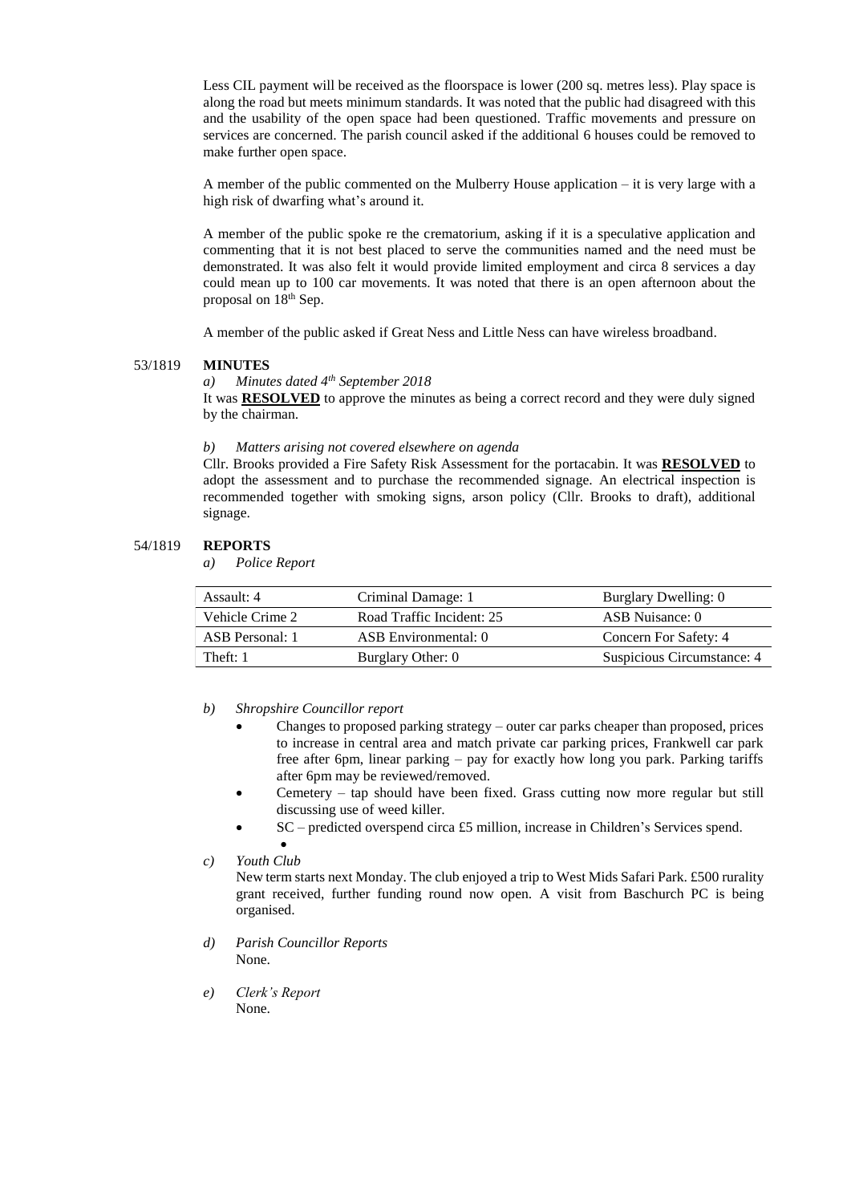Less CIL payment will be received as the floorspace is lower (200 sq. metres less). Play space is along the road but meets minimum standards. It was noted that the public had disagreed with this and the usability of the open space had been questioned. Traffic movements and pressure on services are concerned. The parish council asked if the additional 6 houses could be removed to make further open space.

A member of the public commented on the Mulberry House application – it is very large with a high risk of dwarfing what's around it.

A member of the public spoke re the crematorium, asking if it is a speculative application and commenting that it is not best placed to serve the communities named and the need must be demonstrated. It was also felt it would provide limited employment and circa 8 services a day could mean up to 100 car movements. It was noted that there is an open afternoon about the proposal on 18th Sep.

A member of the public asked if Great Ness and Little Ness can have wireless broadband.

53/1819 **MINUTES**

*a) Minutes dated 4th September 2018*

It was **RESOLVED** to approve the minutes as being a correct record and they were duly signed by the chairman.

*b) Matters arising not covered elsewhere on agenda*

Cllr. Brooks provided a Fire Safety Risk Assessment for the portacabin. It was **RESOLVED** to adopt the assessment and to purchase the recommended signage. An electrical inspection is recommended together with smoking signs, arson policy (Cllr. Brooks to draft), additional signage.

54/1819 **REPORTS**

*a) Police Report*

| | | |
|---|---|---|
| Assault: 4 | Criminal Damage: 1 | Burglary Dwelling: 0 |
| Vehicle Crime 2 | Road Traffic Incident: 25 | ASB Nuisance: 0 |
| ASB Personal: 1 | ASB Environmental: 0 | Concern For Safety: 4 |
| Theft: 1 | Burglary Other: 0 | Suspicious Circumstance: 4 |

*b) Shropshire Councillor report*

- Changes to proposed parking strategy – outer car parks cheaper than proposed, prices to increase in central area and match private car parking prices, Frankwell car park free after 6pm, linear parking – pay for exactly how long you park. Parking tariffs after 6pm may be reviewed/removed.
- Cemetery – tap should have been fixed. Grass cutting now more regular but still discussing use of weed killer.
- SC – predicted overspend circa £5 million, increase in Children's Services spend.

*c) Youth Club*

New term starts next Monday. The club enjoyed a trip to West Mids Safari Park. £500 rurality grant received, further funding round now open. A visit from Baschurch PC is being organised.

*d) Parish Councillor Reports*

None.

*e) Clerk's Report*

None.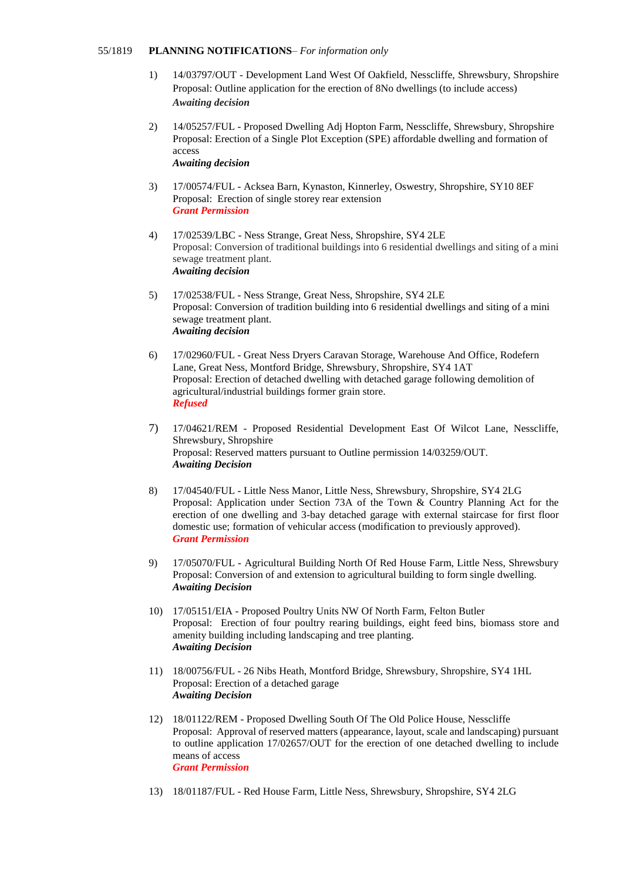55/1819 **PLANNING NOTIFICATIONS**– *For information only*

1) 14/03797/OUT - Development Land West Of Oakfield, Nesscliffe, Shrewsbury, Shropshire
Proposal: Outline application for the erection of 8No dwellings (to include access)
***Awaiting decision***

2) 14/05257/FUL - Proposed Dwelling Adj Hopton Farm, Nesscliffe, Shrewsbury, Shropshire
Proposal: Erection of a Single Plot Exception (SPE) affordable dwelling and formation of access
***Awaiting decision***

3) 17/00574/FUL - Acksea Barn, Kynaston, Kinnerley, Oswestry, Shropshire, SY10 8EF
Proposal: Erection of single storey rear extension
***Grant Permission***

4) 17/02539/LBC - Ness Strange, Great Ness, Shropshire, SY4 2LE
Proposal: Conversion of traditional buildings into 6 residential dwellings and siting of a mini sewage treatment plant.
***Awaiting decision***

5) 17/02538/FUL - Ness Strange, Great Ness, Shropshire, SY4 2LE
Proposal: Conversion of tradition building into 6 residential dwellings and siting of a mini sewage treatment plant.
***Awaiting decision***

6) 17/02960/FUL - Great Ness Dryers Caravan Storage, Warehouse And Office, Rodefern Lane, Great Ness, Montford Bridge, Shrewsbury, Shropshire, SY4 1AT
Proposal: Erection of detached dwelling with detached garage following demolition of agricultural/industrial buildings former grain store.
***Refused***

7) 17/04621/REM - Proposed Residential Development East Of Wilcot Lane, Nesscliffe, Shrewsbury, Shropshire
Proposal: Reserved matters pursuant to Outline permission 14/03259/OUT.
***Awaiting Decision***

8) 17/04540/FUL - Little Ness Manor, Little Ness, Shrewsbury, Shropshire, SY4 2LG
Proposal: Application under Section 73A of the Town & Country Planning Act for the erection of one dwelling and 3-bay detached garage with external staircase for first floor domestic use; formation of vehicular access (modification to previously approved).
***Grant Permission***

9) 17/05070/FUL - Agricultural Building North Of Red House Farm, Little Ness, Shrewsbury
Proposal: Conversion of and extension to agricultural building to form single dwelling.
***Awaiting Decision***

10) 17/05151/EIA - Proposed Poultry Units NW Of North Farm, Felton Butler
Proposal: Erection of four poultry rearing buildings, eight feed bins, biomass store and amenity building including landscaping and tree planting.
***Awaiting Decision***

11) 18/00756/FUL - 26 Nibs Heath, Montford Bridge, Shrewsbury, Shropshire, SY4 1HL
Proposal: Erection of a detached garage
***Awaiting Decision***

12) 18/01122/REM - Proposed Dwelling South Of The Old Police House, Nesscliffe
Proposal: Approval of reserved matters (appearance, layout, scale and landscaping) pursuant to outline application 17/02657/OUT for the erection of one detached dwelling to include means of access
***Grant Permission***

13) 18/01187/FUL - Red House Farm, Little Ness, Shrewsbury, Shropshire, SY4 2LG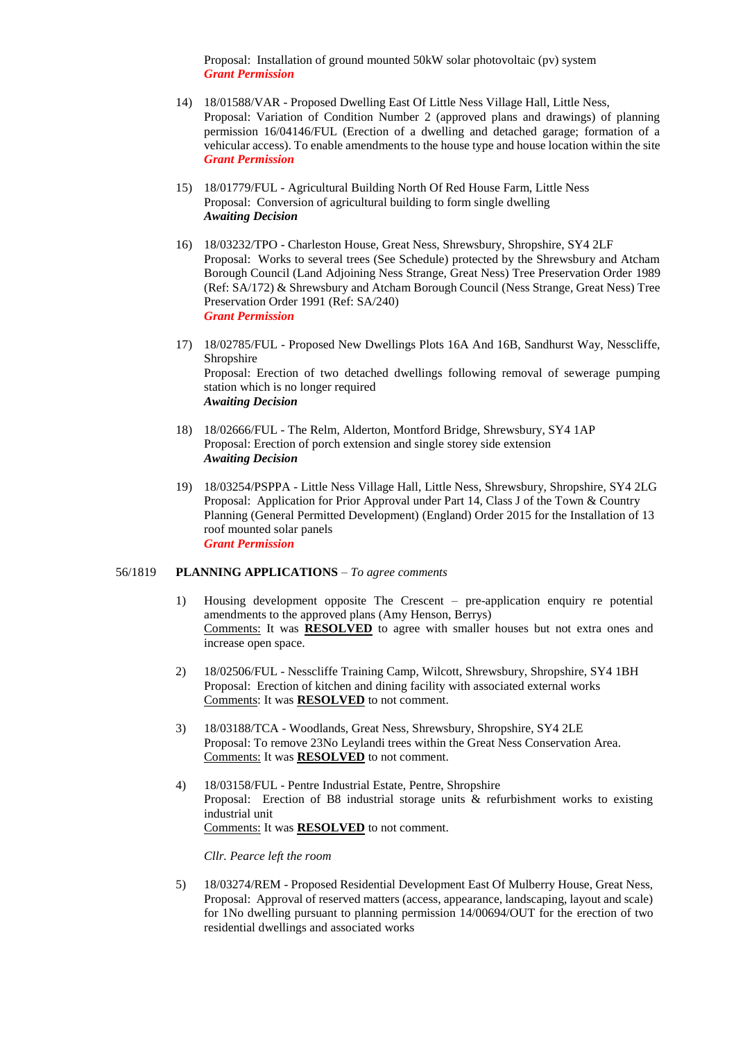Proposal: Installation of ground mounted 50kW solar photovoltaic (pv) system
***Grant Permission***

14) 18/01588/VAR - Proposed Dwelling East Of Little Ness Village Hall, Little Ness,
Proposal: Variation of Condition Number 2 (approved plans and drawings) of planning permission 16/04146/FUL (Erection of a dwelling and detached garage; formation of a vehicular access). To enable amendments to the house type and house location within the site
***Grant Permission***

15) 18/01779/FUL - Agricultural Building North Of Red House Farm, Little Ness
Proposal: Conversion of agricultural building to form single dwelling
***Awaiting Decision***

16) 18/03232/TPO - Charleston House, Great Ness, Shrewsbury, Shropshire, SY4 2LF
Proposal: Works to several trees (See Schedule) protected by the Shrewsbury and Atcham Borough Council (Land Adjoining Ness Strange, Great Ness) Tree Preservation Order 1989 (Ref: SA/172) & Shrewsbury and Atcham Borough Council (Ness Strange, Great Ness) Tree Preservation Order 1991 (Ref: SA/240)
***Grant Permission***

17) 18/02785/FUL - Proposed New Dwellings Plots 16A And 16B, Sandhurst Way, Nesscliffe, Shropshire
Proposal: Erection of two detached dwellings following removal of sewerage pumping station which is no longer required
***Awaiting Decision***

18) 18/02666/FUL - The Relm, Alderton, Montford Bridge, Shrewsbury, SY4 1AP
Proposal: Erection of porch extension and single storey side extension
***Awaiting Decision***

19) 18/03254/PSPPA - Little Ness Village Hall, Little Ness, Shrewsbury, Shropshire, SY4 2LG
Proposal: Application for Prior Approval under Part 14, Class J of the Town & Country Planning (General Permitted Development) (England) Order 2015 for the Installation of 13 roof mounted solar panels
***Grant Permission***

56/1819 **PLANNING APPLICATIONS** – *To agree comments*

1) Housing development opposite The Crescent – pre-application enquiry re potential amendments to the approved plans (Amy Henson, Berrys)
Comments: It was **RESOLVED** to agree with smaller houses but not extra ones and increase open space.

2) 18/02506/FUL - Nesscliffe Training Camp, Wilcott, Shrewsbury, Shropshire, SY4 1BH
Proposal: Erection of kitchen and dining facility with associated external works
Comments: It was **RESOLVED** to not comment.

3) 18/03188/TCA - Woodlands, Great Ness, Shrewsbury, Shropshire, SY4 2LE
Proposal: To remove 23No Leylandi trees within the Great Ness Conservation Area.
Comments: It was **RESOLVED** to not comment.

4) 18/03158/FUL - Pentre Industrial Estate, Pentre, Shropshire
Proposal: Erection of B8 industrial storage units & refurbishment works to existing industrial unit
Comments: It was **RESOLVED** to not comment.

*Cllr. Pearce left the room*

5) 18/03274/REM - Proposed Residential Development East Of Mulberry House, Great Ness,
Proposal: Approval of reserved matters (access, appearance, landscaping, layout and scale) for 1No dwelling pursuant to planning permission 14/00694/OUT for the erection of two residential dwellings and associated works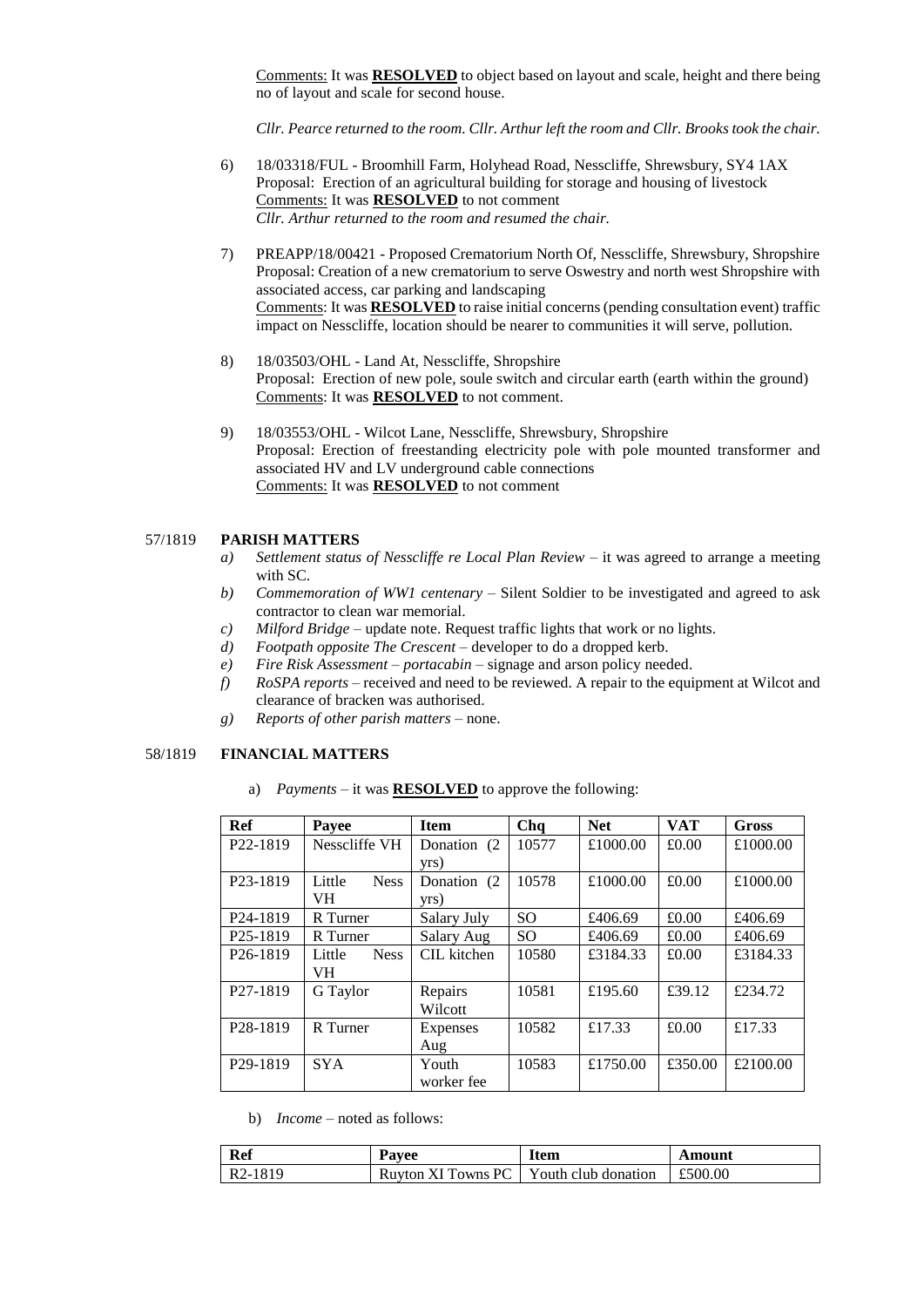<u>Comments:</u> It was **<u>RESOLVED</u>** to object based on layout and scale, height and there being no of layout and scale for second house.

*Cllr. Pearce returned to the room. Cllr. Arthur left the room and Cllr. Brooks took the chair.*

6) 18/03318/FUL - Broomhill Farm, Holyhead Road, Nesscliffe, Shrewsbury, SY4 1AX
   Proposal: Erection of an agricultural building for storage and housing of livestock
   <u>Comments:</u> It was **<u>RESOLVED</u>** to not comment
   *Cllr. Arthur returned to the room and resumed the chair.*

7) PREAPP/18/00421 - Proposed Crematorium North Of, Nesscliffe, Shrewsbury, Shropshire
   Proposal: Creation of a new crematorium to serve Oswestry and north west Shropshire with associated access, car parking and landscaping
   <u>Comments</u>: It was **<u>RESOLVED</u>** to raise initial concerns (pending consultation event) traffic impact on Nesscliffe, location should be nearer to communities it will serve, pollution.

8) 18/03503/OHL - Land At, Nesscliffe, Shropshire
   Proposal: Erection of new pole, soule switch and circular earth (earth within the ground)
   <u>Comments</u>: It was **<u>RESOLVED</u>** to not comment.

9) 18/03553/OHL - Wilcot Lane, Nesscliffe, Shrewsbury, Shropshire
   Proposal: Erection of freestanding electricity pole with pole mounted transformer and associated HV and LV underground cable connections
   <u>Comments:</u> It was **<u>RESOLVED</u>** to not comment

## 57/1819 PARISH MATTERS

a) *Settlement status of Nesscliffe re Local Plan Review* – it was agreed to arrange a meeting with SC.
b) *Commemoration of WW1 centenary* – Silent Soldier to be investigated and agreed to ask contractor to clean war memorial.
c) *Milford Bridge* – update note. Request traffic lights that work or no lights.
d) *Footpath opposite The Crescent* – developer to do a dropped kerb.
e) *Fire Risk Assessment – portacabin* – signage and arson policy needed.
f) *RoSPA reports* – received and need to be reviewed. A repair to the equipment at Wilcot and clearance of bracken was authorised.
g) *Reports of other parish matters* – none.

## 58/1819 FINANCIAL MATTERS

a) *Payments* – it was **<u>RESOLVED</u>** to approve the following:

| Ref | Payee | Item | Chq | Net | VAT | Gross |
|---|---|---|---|---|---|---|
| P22-1819 | Nesscliffe VH | Donation (2 yrs) | 10577 | £1000.00 | £0.00 | £1000.00 |
| P23-1819 | Little Ness VH | Donation (2 yrs) | 10578 | £1000.00 | £0.00 | £1000.00 |
| P24-1819 | R Turner | Salary July | SO | £406.69 | £0.00 | £406.69 |
| P25-1819 | R Turner | Salary Aug | SO | £406.69 | £0.00 | £406.69 |
| P26-1819 | Little Ness VH | CIL kitchen | 10580 | £3184.33 | £0.00 | £3184.33 |
| P27-1819 | G Taylor | Repairs Wilcott | 10581 | £195.60 | £39.12 | £234.72 |
| P28-1819 | R Turner | Expenses Aug | 10582 | £17.33 | £0.00 | £17.33 |
| P29-1819 | SYA | Youth worker fee | 10583 | £1750.00 | £350.00 | £2100.00 |

b) *Income* – noted as follows:

| Ref | Payee | Item | Amount |
|---|---|---|---|
| R2-1819 | Ruyton XI Towns PC | Youth club donation | £500.00 |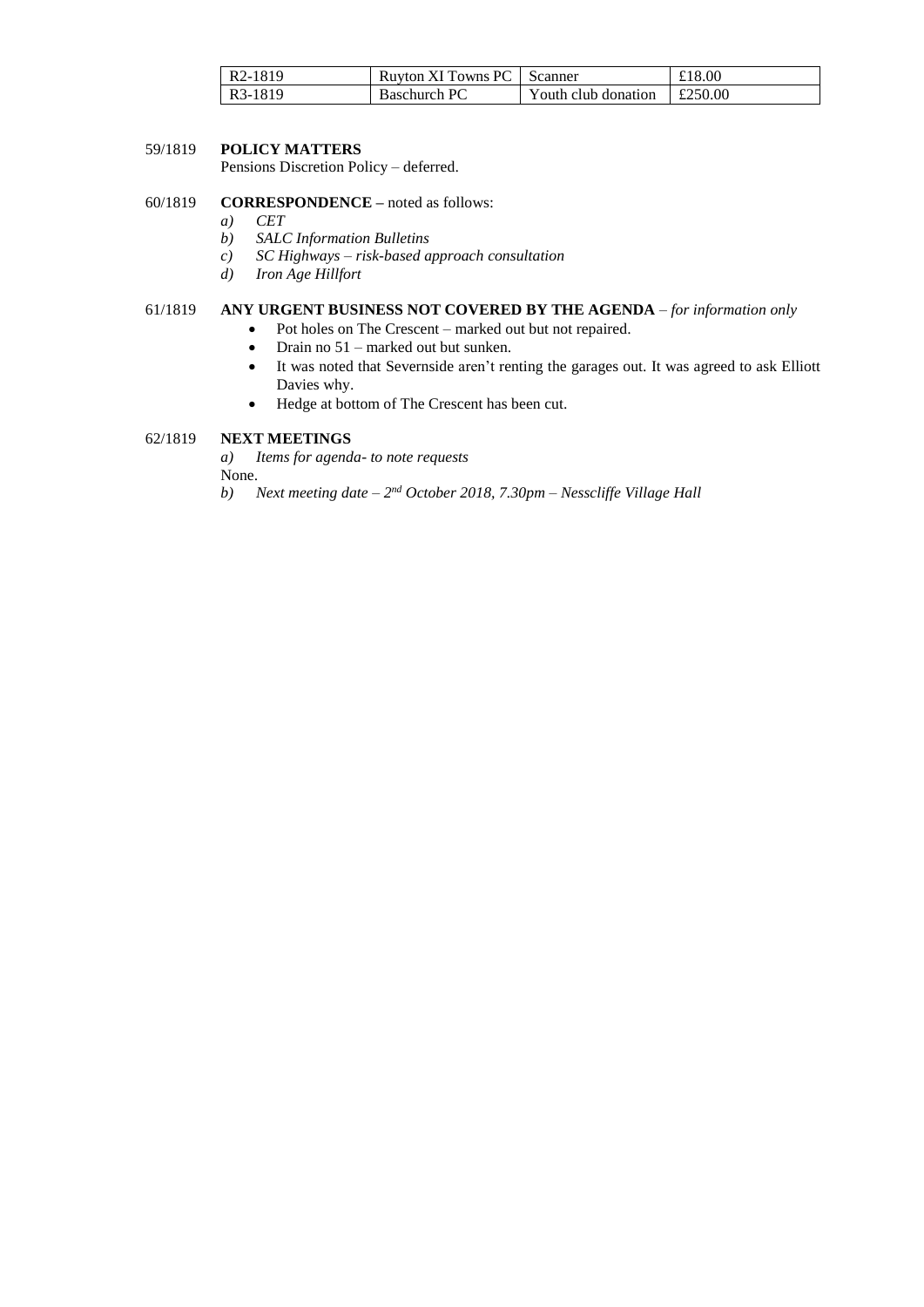| | | | |
|---|---|---|---|
| R2-1819 | Ruyton XI Towns PC | Scanner | £18.00 |
| R3-1819 | Baschurch PC | Youth club donation | £250.00 |

59/1819 **POLICY MATTERS**

Pensions Discretion Policy – deferred.

60/1819 **CORRESPONDENCE –** noted as follows:

*a) CET*
*b) SALC Information Bulletins*
*c) SC Highways – risk-based approach consultation*
*d) Iron Age Hillfort*

61/1819 **ANY URGENT BUSINESS NOT COVERED BY THE AGENDA** – *for information only*

- Pot holes on The Crescent – marked out but not repaired.
- Drain no 51 – marked out but sunken.
- It was noted that Severnside aren't renting the garages out. It was agreed to ask Elliott Davies why.
- Hedge at bottom of The Crescent has been cut.

62/1819 **NEXT MEETINGS**

*a) Items for agenda- to note requests*

None.

*b) Next meeting date – 2nd October 2018, 7.30pm – Nesscliffe Village Hall*